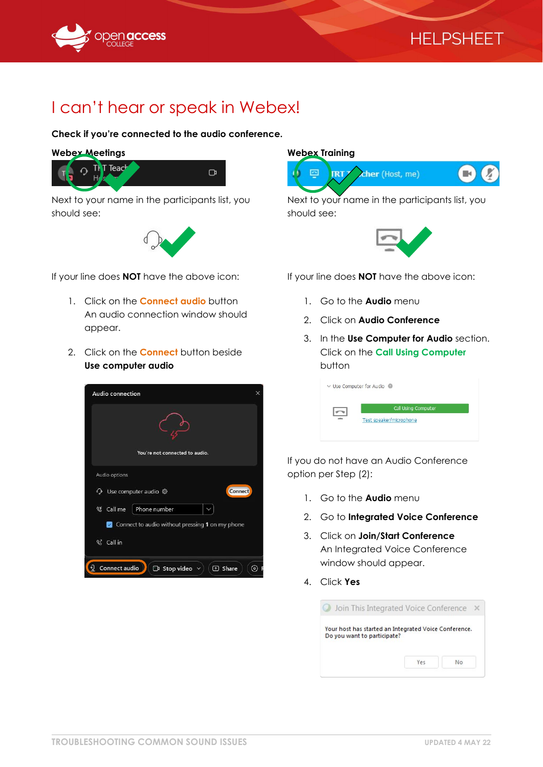# I can't hear or speak in Webex!

**Check if you're connected to the audio conference.**

## Webex Meetings

Next to your name in the participants list, you should see:

If your line does **NOT** have the above icon:

1. Click on the **Connect audio** button
   An audio connection window should appear.
2. Click on the **Connect** button beside **Use computer audio**

## Webex Training

Next to your name in the participants list, you should see:

If your line does **NOT** have the above icon:

1. Go to the **Audio** menu
2. Click on **Audio Conference**
3. In the **Use Computer for Audio** section. Click on the **Call Using Computer** button

If you do not have an Audio Conference option per Step (2):

1. Go to the **Audio** menu
2. Go to **Integrated Voice Conference**
3. Click on **Join/Start Conference**
   An Integrated Voice Conference window should appear.
4. Click **Yes**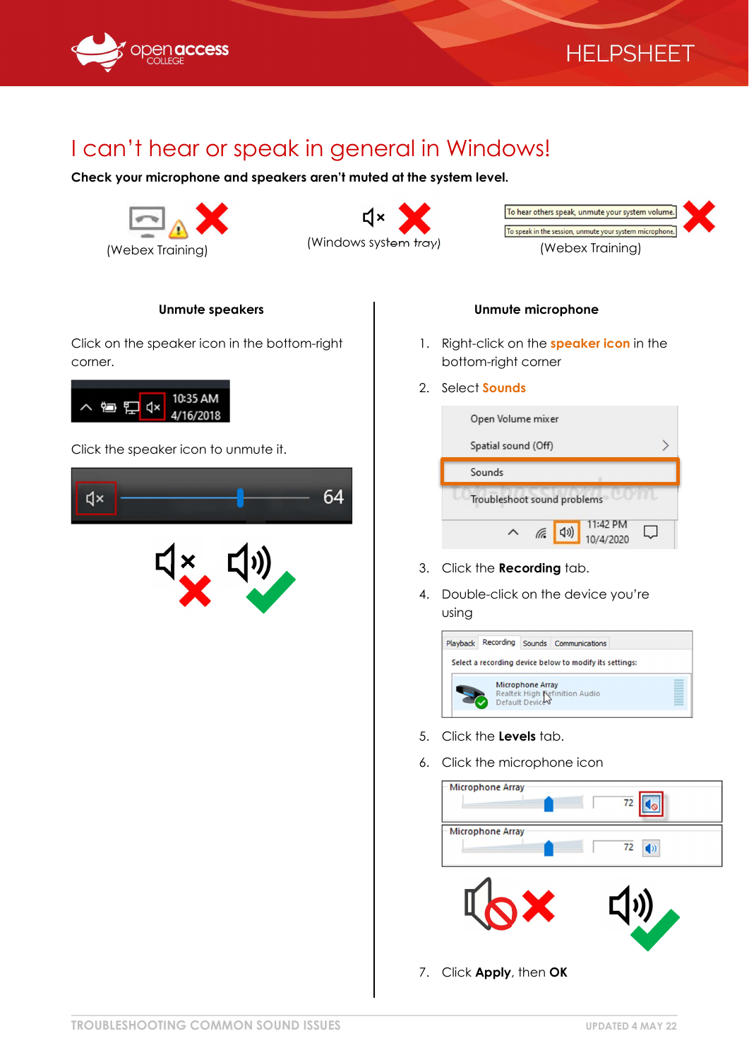# I can't hear or speak in general in Windows!

**Check your microphone and speakers aren't muted at the system level.**

(Webex Training)

(Windows system tray)

(Webex Training)

## Unmute speakers

Click on the speaker icon in the bottom-right corner.

Click the speaker icon to unmute it.

## Unmute microphone

1. Right-click on the **speaker icon** in the bottom-right corner
2. Select **Sounds**
3. Click the **Recording** tab.
4. Double-click on the device you're using
5. Click the **Levels** tab.
6. Click the microphone icon
7. Click **Apply**, then **OK**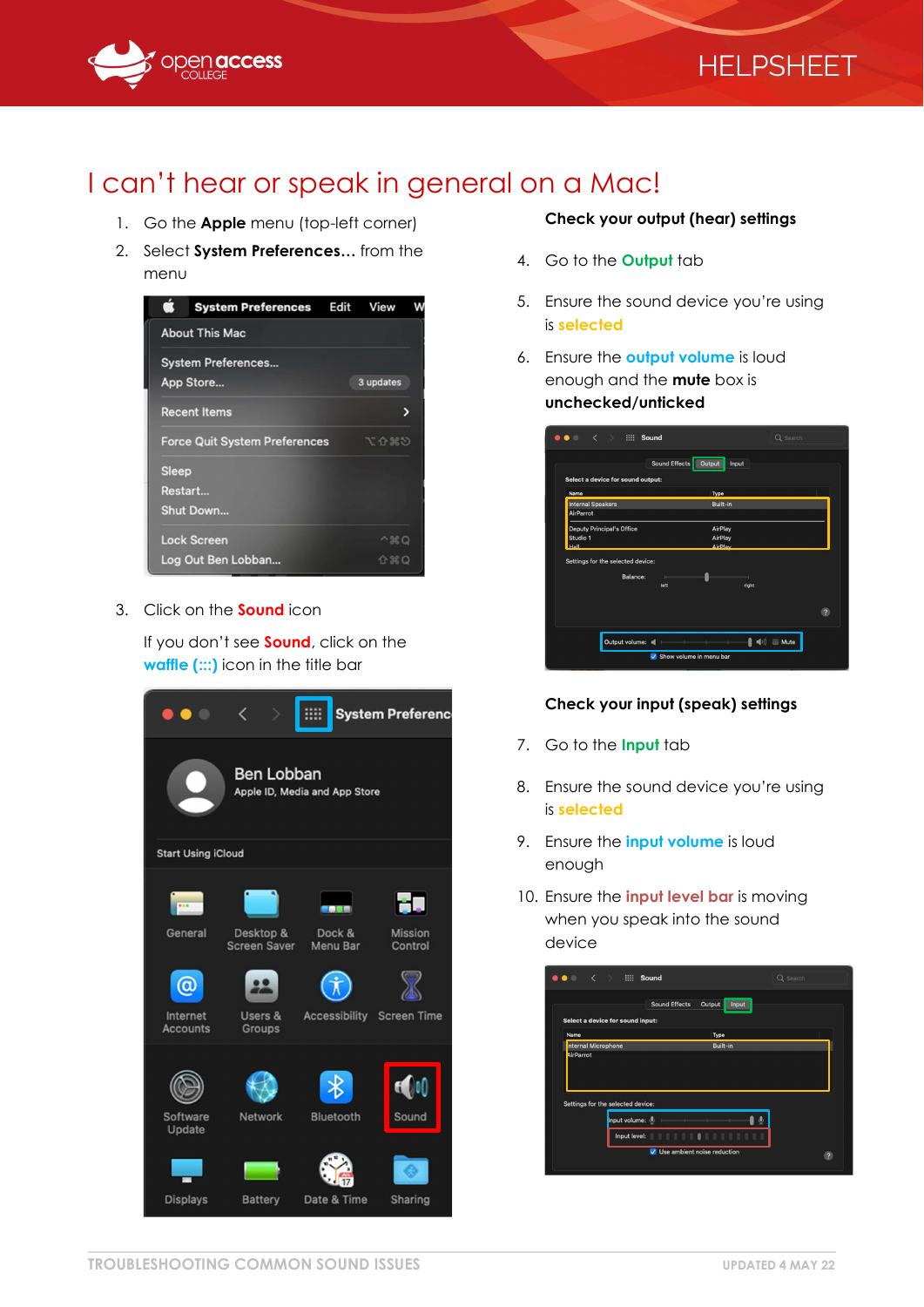# I can't hear or speak in general on a Mac!

1. Go the **Apple** menu (top-left corner)
2. Select **System Preferences…** from the menu
3. Click on the **Sound** icon

   If you don't see **Sound**, click on the **waffle (:::)** icon in the title bar

**Check your output (hear) settings**

4. Go to the **Output** tab
5. Ensure the sound device you're using is **selected**
6. Ensure the **output volume** is loud enough and the **mute** box is **unchecked/unticked**

**Check your input (speak) settings**

7. Go to the **Input** tab
8. Ensure the sound device you're using is **selected**
9. Ensure the **input volume** is loud enough
10. Ensure the **input level bar** is moving when you speak into the sound device